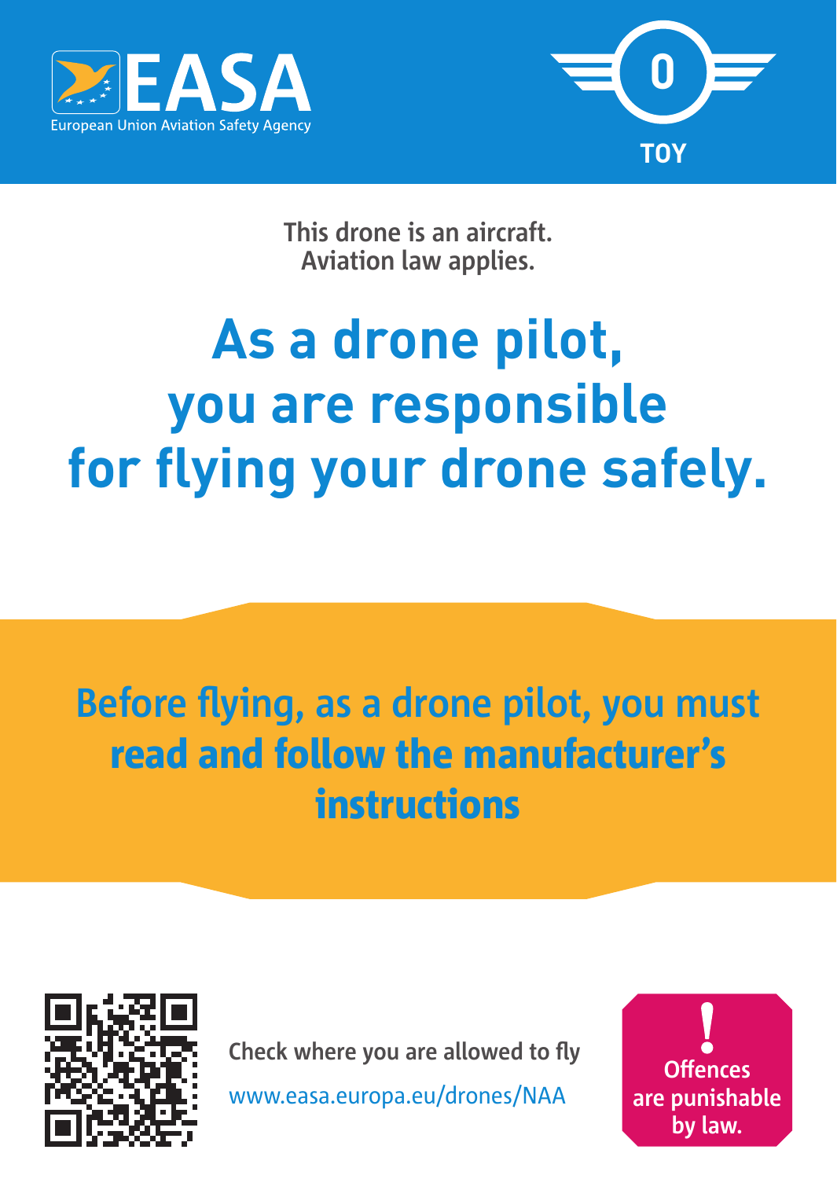EASA

European Union Aviation Safety Agency

0

TOY

This drone is an aircraft.
Aviation law applies.

# As a drone pilot, you are responsible for flying your drone safely.

## Before flying, as a drone pilot, you must **read and follow the manufacturer's instructions**

Check where you are allowed to fly

www.easa.europa.eu/drones/NAA

**!**

**Offences are punishable by law.**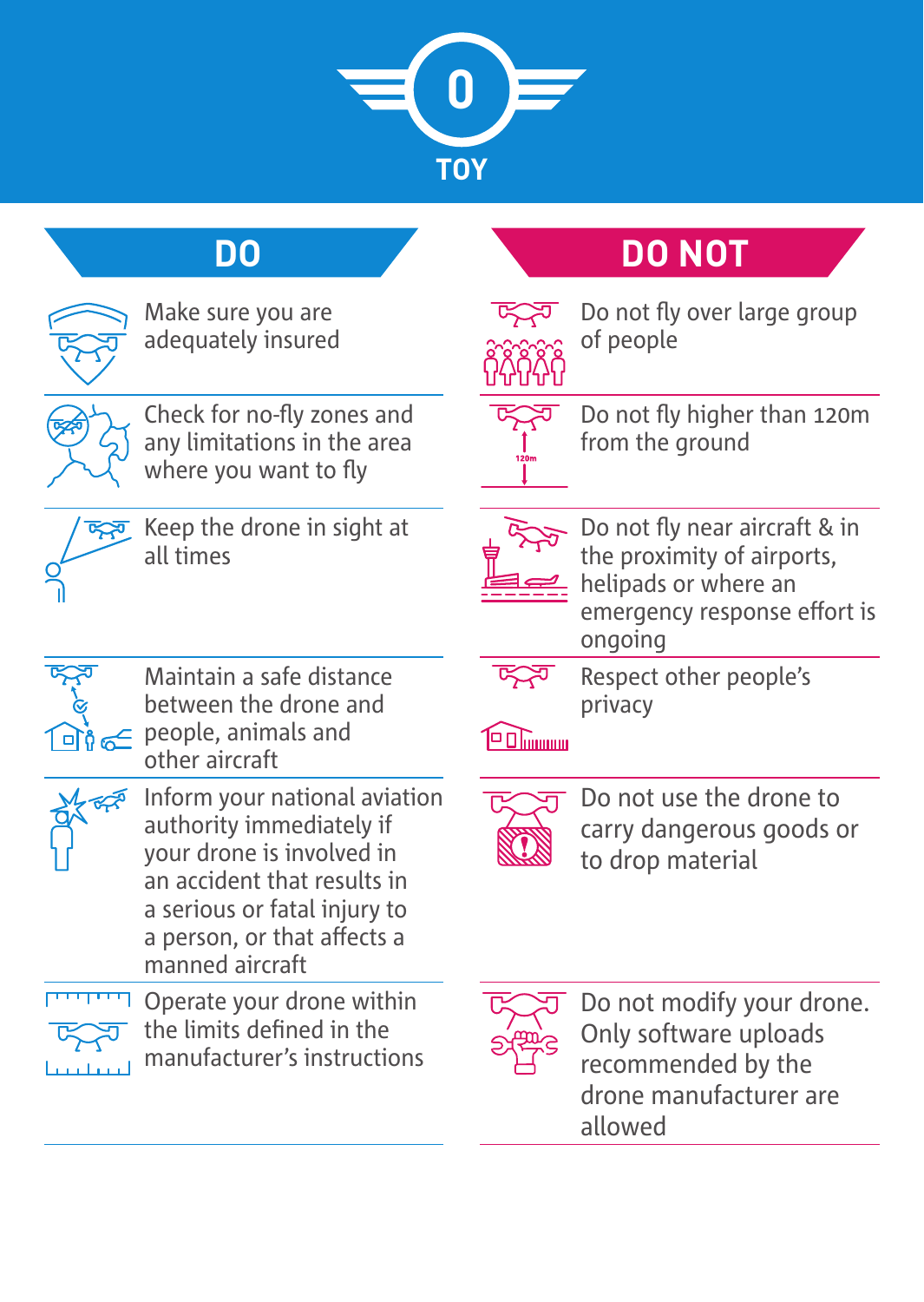# 0

## TOY

## DO

- Make sure you are adequately insured
- Check for no-fly zones and any limitations in the area where you want to fly
- Keep the drone in sight at all times
- Maintain a safe distance between the drone and people, animals and other aircraft
- Inform your national aviation authority immediately if your drone is involved in an accident that results in a serious or fatal injury to a person, or that affects a manned aircraft
- Operate your drone within the limits defined in the manufacturer's instructions

## DO NOT

- Do not fly over large group of people
- Do not fly higher than 120m from the ground
- Do not fly near aircraft & in the proximity of airports, helipads or where an emergency response effort is ongoing
- Respect other people's privacy
- Do not use the drone to carry dangerous goods or to drop material
- Do not modify your drone. Only software uploads recommended by the drone manufacturer are allowed